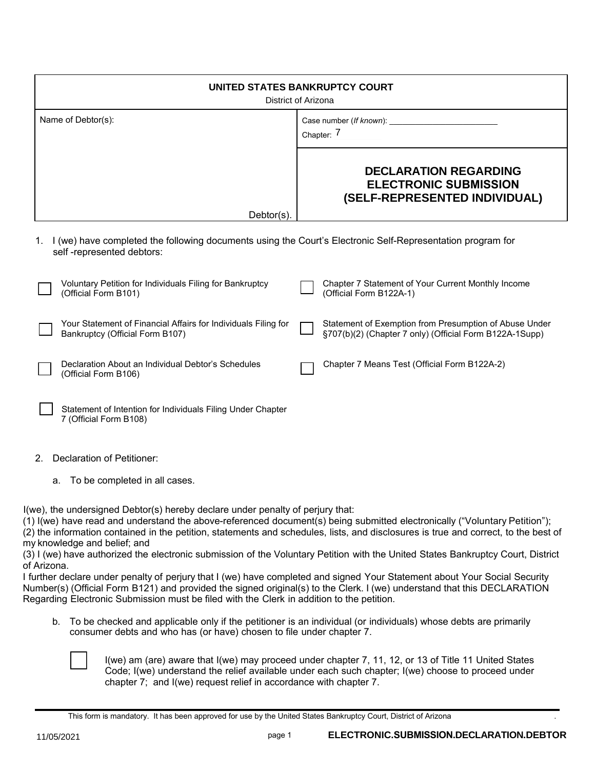**UNITED STATES BANKRUPTCY COURT**
District of Arizona

| Name of Debtor(s): | Case number (*If known*): ______________ |
|---|---|
| | Chapter: 7 |
| Debtor(s). | **DECLARATION REGARDING ELECTRONIC SUBMISSION (SELF-REPRESENTED INDIVIDUAL)** |

1. I (we) have completed the following documents using the Court's Electronic Self-Representation program for self -represented debtors:

- ☐ Voluntary Petition for Individuals Filing for Bankruptcy (Official Form B101)
- ☐ Your Statement of Financial Affairs for Individuals Filing for Bankruptcy (Official Form B107)
- ☐ Declaration About an Individual Debtor's Schedules (Official Form B106)
- ☐ Statement of Intention for Individuals Filing Under Chapter 7 (Official Form B108)
- ☐ Chapter 7 Statement of Your Current Monthly Income (Official Form B122A-1)
- ☐ Statement of Exemption from Presumption of Abuse Under §707(b)(2) (Chapter 7 only) (Official Form B122A-1Supp)
- ☐ Chapter 7 Means Test (Official Form B122A-2)

2. Declaration of Petitioner:

   a. To be completed in all cases.

I(we), the undersigned Debtor(s) hereby declare under penalty of perjury that:
(1) I(we) have read and understand the above-referenced document(s) being submitted electronically ("Voluntary Petition");
(2) the information contained in the petition, statements and schedules, lists, and disclosures is true and correct, to the best of my knowledge and belief; and
(3) I (we) have authorized the electronic submission of the Voluntary Petition with the United States Bankruptcy Court, District of Arizona.
I further declare under penalty of perjury that I (we) have completed and signed Your Statement about Your Social Security Number(s) (Official Form B121) and provided the signed original(s) to the Clerk. I (we) understand that this DECLARATION Regarding Electronic Submission must be filed with the Clerk in addition to the petition.

   b. To be checked and applicable only if the petitioner is an individual (or individuals) whose debts are primarily consumer debts and who has (or have) chosen to file under chapter 7.

   ☐ I(we) am (are) aware that I(we) may proceed under chapter 7, 11, 12, or 13 of Title 11 United States Code; I(we) understand the relief available under each such chapter; I(we) choose to proceed under chapter 7; and I(we) request relief in accordance with chapter 7.

This form is mandatory. It has been approved for use by the United States Bankruptcy Court, District of Arizona

11/05/2021 **ELECTRONIC.SUBMISSION.DECLARATION.DEBTOR**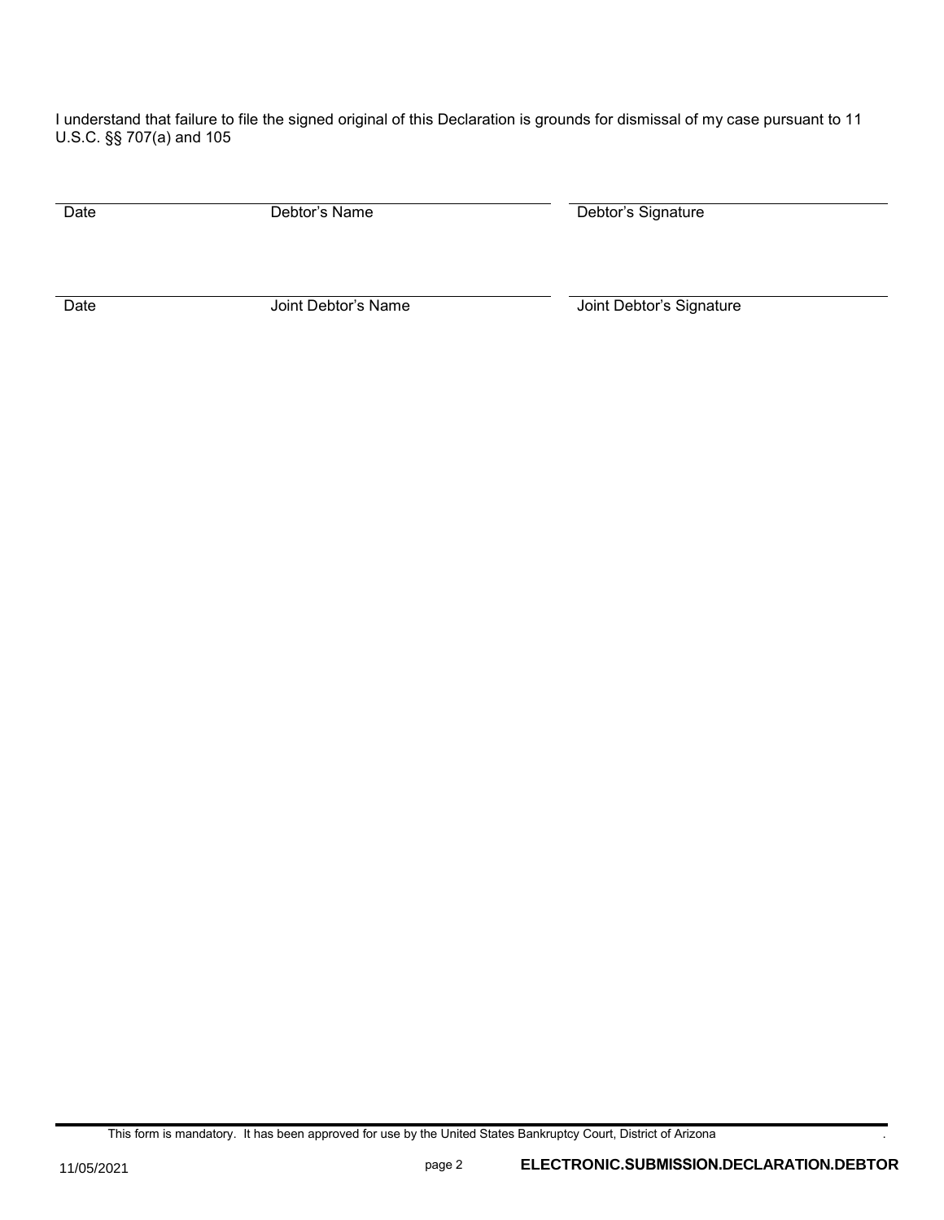I understand that failure to file the signed original of this Declaration is grounds for dismissal of my case pursuant to 11 U.S.C. §§ 707(a) and 105

| | | |
|---|---|---|
| Date | Debtor's Name | Debtor's Signature |
| Date | Joint Debtor's Name | Joint Debtor's Signature |

This form is mandatory. It has been approved for use by the United States Bankruptcy Court, District of Arizona

11/05/2021

**ELECTRONIC.SUBMISSION.DECLARATION.DEBTOR**